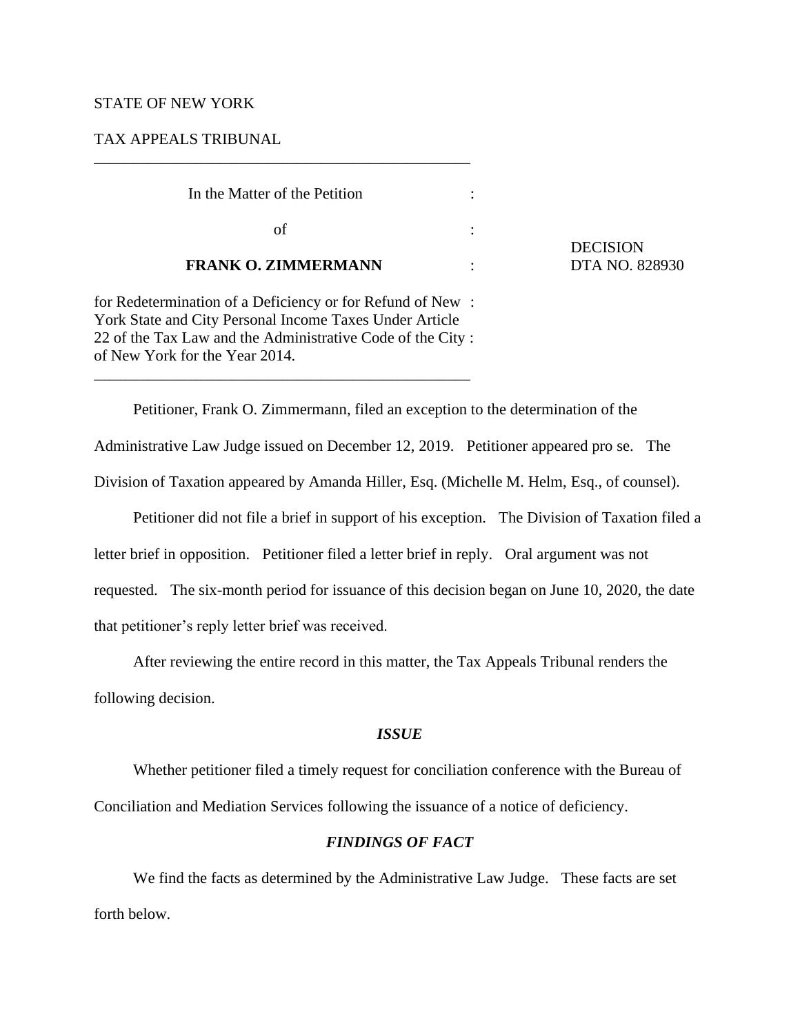STATE OF NEW YORK

TAX APPEALS TRIBUNAL

---

In the Matter of the Petition

of

**FRANK O. ZIMMERMANN**

for Redetermination of a Deficiency or for Refund of New York State and City Personal Income Taxes Under Article 22 of the Tax Law and the Administrative Code of the City of New York for the Year 2014.

DECISION
DTA NO. 828930

---

Petitioner, Frank O. Zimmermann, filed an exception to the determination of the Administrative Law Judge issued on December 12, 2019. Petitioner appeared pro se. The Division of Taxation appeared by Amanda Hiller, Esq. (Michelle M. Helm, Esq., of counsel).

Petitioner did not file a brief in support of his exception. The Division of Taxation filed a letter brief in opposition. Petitioner filed a letter brief in reply. Oral argument was not requested. The six-month period for issuance of this decision began on June 10, 2020, the date that petitioner's reply letter brief was received.

After reviewing the entire record in this matter, the Tax Appeals Tribunal renders the following decision.

***ISSUE***

Whether petitioner filed a timely request for conciliation conference with the Bureau of Conciliation and Mediation Services following the issuance of a notice of deficiency.

***FINDINGS OF FACT***

We find the facts as determined by the Administrative Law Judge. These facts are set forth below.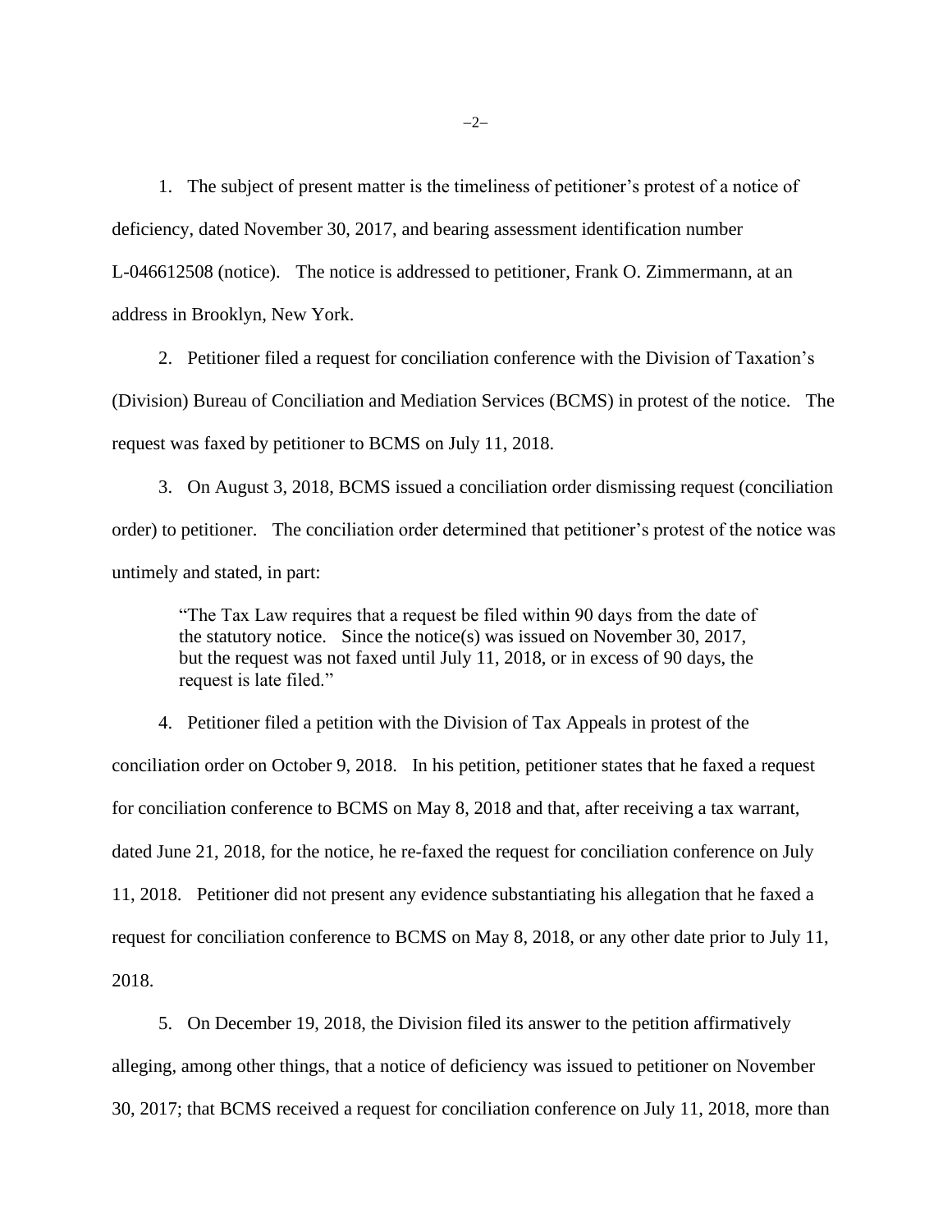1. The subject of present matter is the timeliness of petitioner's protest of a notice of deficiency, dated November 30, 2017, and bearing assessment identification number L-046612508 (notice). The notice is addressed to petitioner, Frank O. Zimmermann, at an address in Brooklyn, New York.

2. Petitioner filed a request for conciliation conference with the Division of Taxation's (Division) Bureau of Conciliation and Mediation Services (BCMS) in protest of the notice. The request was faxed by petitioner to BCMS on July 11, 2018.

3. On August 3, 2018, BCMS issued a conciliation order dismissing request (conciliation order) to petitioner. The conciliation order determined that petitioner's protest of the notice was untimely and stated, in part:

> "The Tax Law requires that a request be filed within 90 days from the date of the statutory notice. Since the notice(s) was issued on November 30, 2017, but the request was not faxed until July 11, 2018, or in excess of 90 days, the request is late filed."

4. Petitioner filed a petition with the Division of Tax Appeals in protest of the conciliation order on October 9, 2018. In his petition, petitioner states that he faxed a request for conciliation conference to BCMS on May 8, 2018 and that, after receiving a tax warrant, dated June 21, 2018, for the notice, he re-faxed the request for conciliation conference on July 11, 2018. Petitioner did not present any evidence substantiating his allegation that he faxed a request for conciliation conference to BCMS on May 8, 2018, or any other date prior to July 11, 2018.

5. On December 19, 2018, the Division filed its answer to the petition affirmatively alleging, among other things, that a notice of deficiency was issued to petitioner on November 30, 2017; that BCMS received a request for conciliation conference on July 11, 2018, more than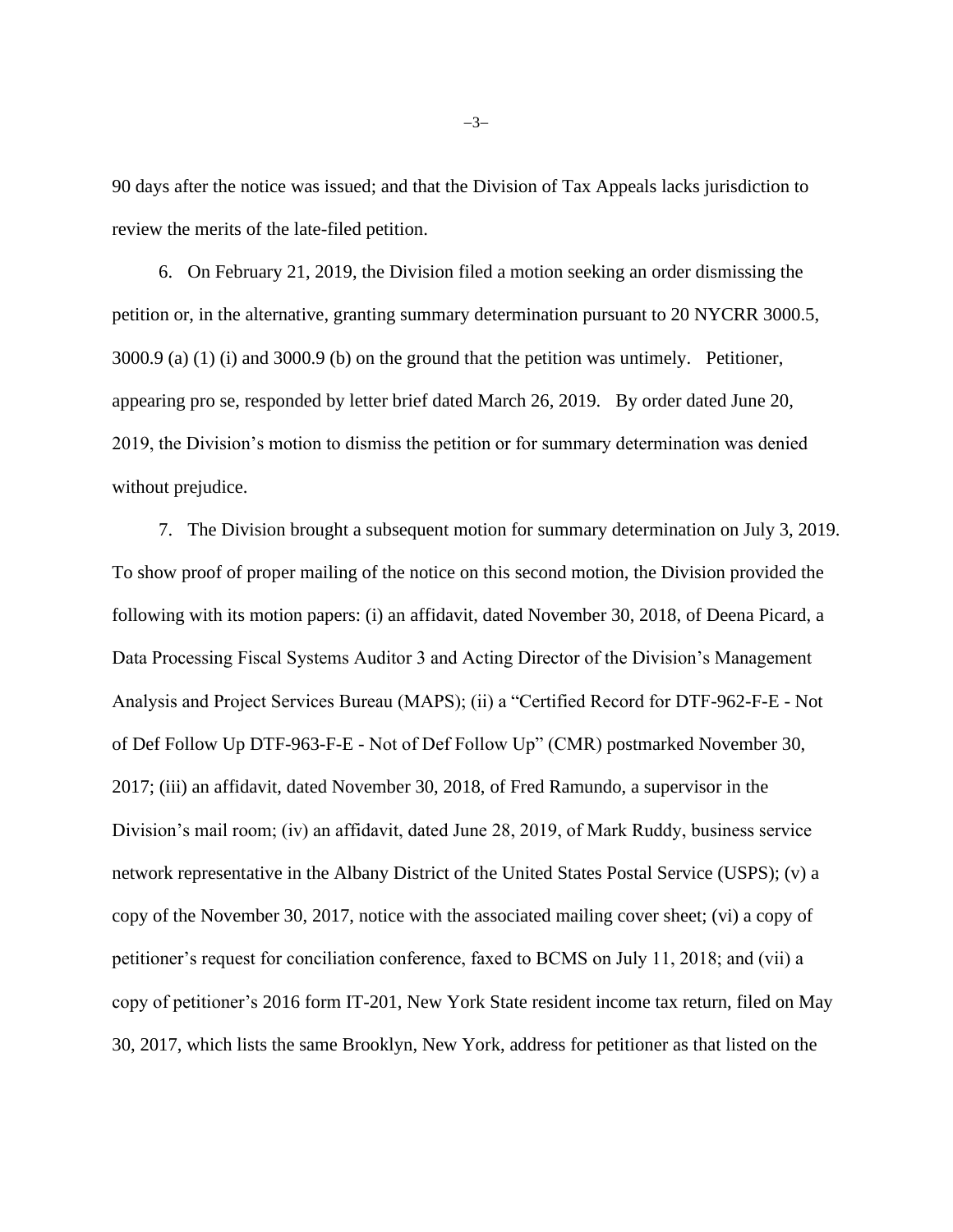90 days after the notice was issued; and that the Division of Tax Appeals lacks jurisdiction to review the merits of the late-filed petition.

6. On February 21, 2019, the Division filed a motion seeking an order dismissing the petition or, in the alternative, granting summary determination pursuant to 20 NYCRR 3000.5, 3000.9 (a) (1) (i) and 3000.9 (b) on the ground that the petition was untimely. Petitioner, appearing pro se, responded by letter brief dated March 26, 2019. By order dated June 20, 2019, the Division's motion to dismiss the petition or for summary determination was denied without prejudice.

7. The Division brought a subsequent motion for summary determination on July 3, 2019. To show proof of proper mailing of the notice on this second motion, the Division provided the following with its motion papers: (i) an affidavit, dated November 30, 2018, of Deena Picard, a Data Processing Fiscal Systems Auditor 3 and Acting Director of the Division's Management Analysis and Project Services Bureau (MAPS); (ii) a "Certified Record for DTF-962-F-E - Not of Def Follow Up DTF-963-F-E - Not of Def Follow Up" (CMR) postmarked November 30, 2017; (iii) an affidavit, dated November 30, 2018, of Fred Ramundo, a supervisor in the Division's mail room; (iv) an affidavit, dated June 28, 2019, of Mark Ruddy, business service network representative in the Albany District of the United States Postal Service (USPS); (v) a copy of the November 30, 2017, notice with the associated mailing cover sheet; (vi) a copy of petitioner's request for conciliation conference, faxed to BCMS on July 11, 2018; and (vii) a copy of petitioner's 2016 form IT-201, New York State resident income tax return, filed on May 30, 2017, which lists the same Brooklyn, New York, address for petitioner as that listed on the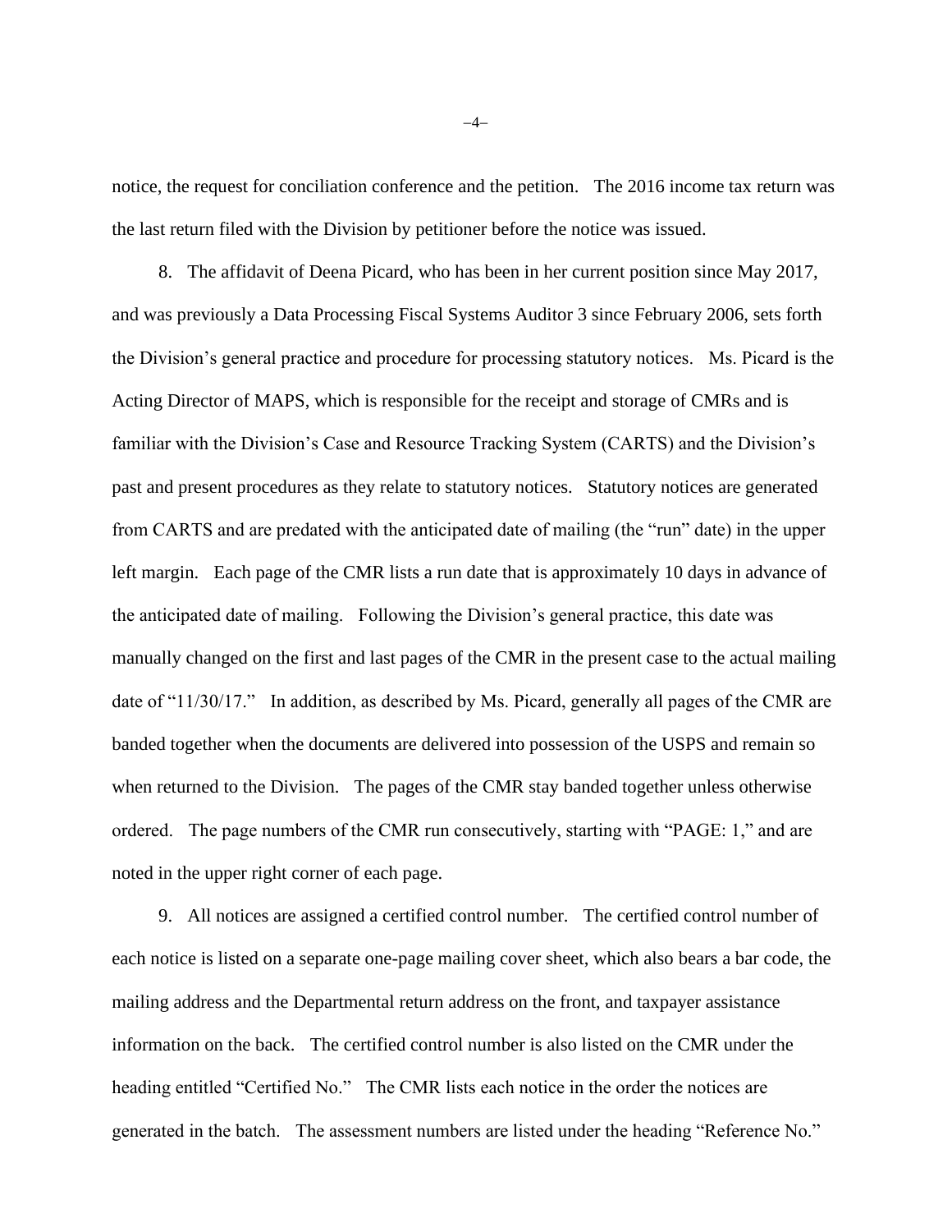notice, the request for conciliation conference and the petition. The 2016 income tax return was the last return filed with the Division by petitioner before the notice was issued.

8. The affidavit of Deena Picard, who has been in her current position since May 2017, and was previously a Data Processing Fiscal Systems Auditor 3 since February 2006, sets forth the Division's general practice and procedure for processing statutory notices. Ms. Picard is the Acting Director of MAPS, which is responsible for the receipt and storage of CMRs and is familiar with the Division's Case and Resource Tracking System (CARTS) and the Division's past and present procedures as they relate to statutory notices. Statutory notices are generated from CARTS and are predated with the anticipated date of mailing (the "run" date) in the upper left margin. Each page of the CMR lists a run date that is approximately 10 days in advance of the anticipated date of mailing. Following the Division's general practice, this date was manually changed on the first and last pages of the CMR in the present case to the actual mailing date of "11/30/17." In addition, as described by Ms. Picard, generally all pages of the CMR are banded together when the documents are delivered into possession of the USPS and remain so when returned to the Division. The pages of the CMR stay banded together unless otherwise ordered. The page numbers of the CMR run consecutively, starting with "PAGE: 1," and are noted in the upper right corner of each page.

9. All notices are assigned a certified control number. The certified control number of each notice is listed on a separate one-page mailing cover sheet, which also bears a bar code, the mailing address and the Departmental return address on the front, and taxpayer assistance information on the back. The certified control number is also listed on the CMR under the heading entitled "Certified No." The CMR lists each notice in the order the notices are generated in the batch. The assessment numbers are listed under the heading "Reference No."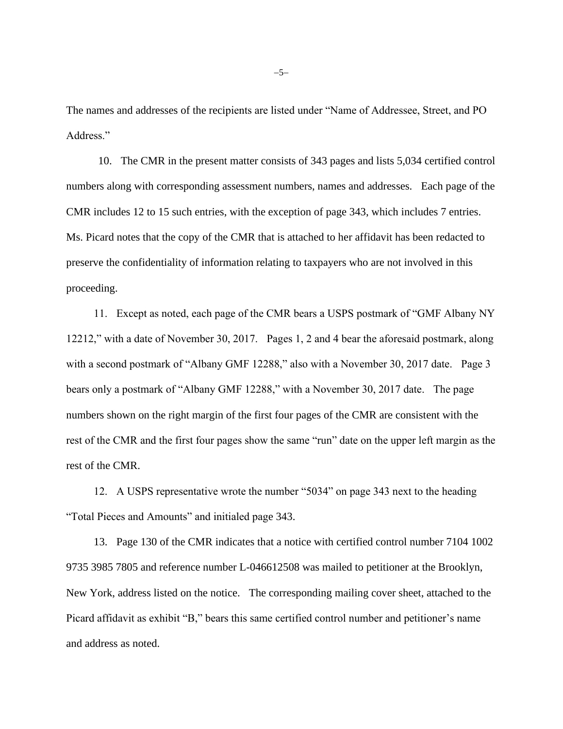The names and addresses of the recipients are listed under "Name of Addressee, Street, and PO Address."

10. The CMR in the present matter consists of 343 pages and lists 5,034 certified control numbers along with corresponding assessment numbers, names and addresses. Each page of the CMR includes 12 to 15 such entries, with the exception of page 343, which includes 7 entries. Ms. Picard notes that the copy of the CMR that is attached to her affidavit has been redacted to preserve the confidentiality of information relating to taxpayers who are not involved in this proceeding.

11. Except as noted, each page of the CMR bears a USPS postmark of "GMF Albany NY 12212," with a date of November 30, 2017. Pages 1, 2 and 4 bear the aforesaid postmark, along with a second postmark of "Albany GMF 12288," also with a November 30, 2017 date. Page 3 bears only a postmark of "Albany GMF 12288," with a November 30, 2017 date. The page numbers shown on the right margin of the first four pages of the CMR are consistent with the rest of the CMR and the first four pages show the same "run" date on the upper left margin as the rest of the CMR.

12. A USPS representative wrote the number "5034" on page 343 next to the heading "Total Pieces and Amounts" and initialed page 343.

13. Page 130 of the CMR indicates that a notice with certified control number 7104 1002 9735 3985 7805 and reference number L-046612508 was mailed to petitioner at the Brooklyn, New York, address listed on the notice. The corresponding mailing cover sheet, attached to the Picard affidavit as exhibit "B," bears this same certified control number and petitioner's name and address as noted.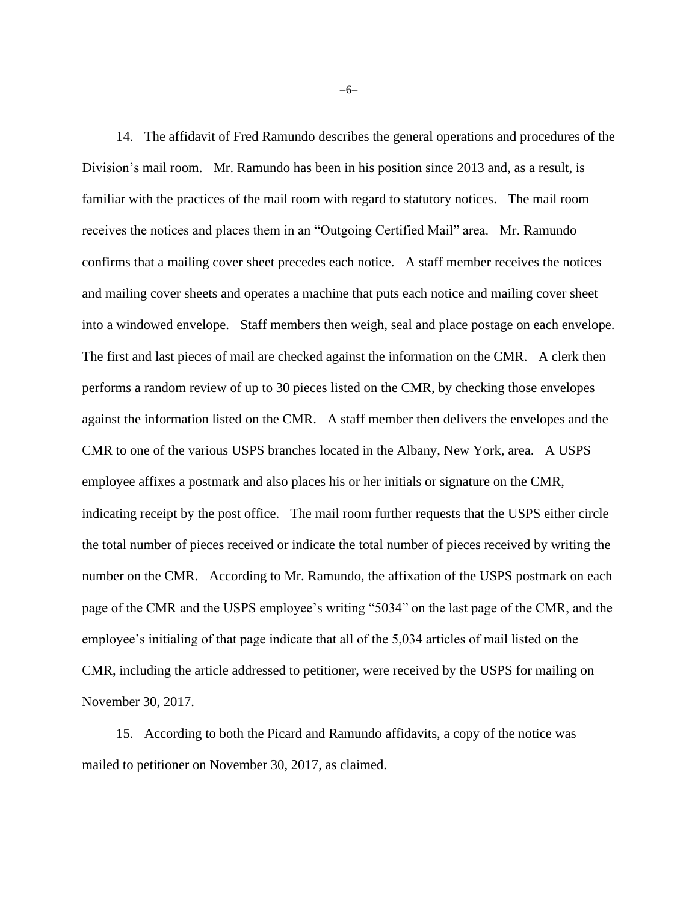14. The affidavit of Fred Ramundo describes the general operations and procedures of the Division's mail room. Mr. Ramundo has been in his position since 2013 and, as a result, is familiar with the practices of the mail room with regard to statutory notices. The mail room receives the notices and places them in an "Outgoing Certified Mail" area. Mr. Ramundo confirms that a mailing cover sheet precedes each notice. A staff member receives the notices and mailing cover sheets and operates a machine that puts each notice and mailing cover sheet into a windowed envelope. Staff members then weigh, seal and place postage on each envelope. The first and last pieces of mail are checked against the information on the CMR. A clerk then performs a random review of up to 30 pieces listed on the CMR, by checking those envelopes against the information listed on the CMR. A staff member then delivers the envelopes and the CMR to one of the various USPS branches located in the Albany, New York, area. A USPS employee affixes a postmark and also places his or her initials or signature on the CMR, indicating receipt by the post office. The mail room further requests that the USPS either circle the total number of pieces received or indicate the total number of pieces received by writing the number on the CMR. According to Mr. Ramundo, the affixation of the USPS postmark on each page of the CMR and the USPS employee's writing "5034" on the last page of the CMR, and the employee's initialing of that page indicate that all of the 5,034 articles of mail listed on the CMR, including the article addressed to petitioner, were received by the USPS for mailing on November 30, 2017.

15. According to both the Picard and Ramundo affidavits, a copy of the notice was mailed to petitioner on November 30, 2017, as claimed.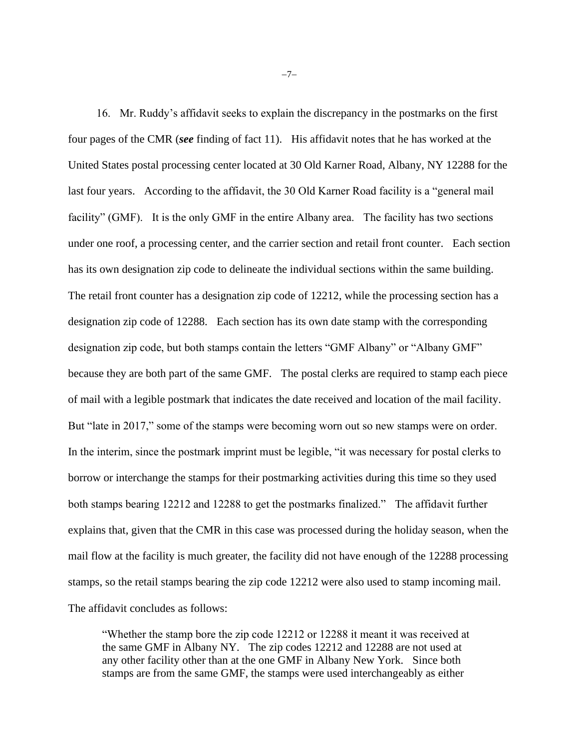16. Mr. Ruddy's affidavit seeks to explain the discrepancy in the postmarks on the first four pages of the CMR (***see*** finding of fact 11). His affidavit notes that he has worked at the United States postal processing center located at 30 Old Karner Road, Albany, NY 12288 for the last four years. According to the affidavit, the 30 Old Karner Road facility is a "general mail facility" (GMF). It is the only GMF in the entire Albany area. The facility has two sections under one roof, a processing center, and the carrier section and retail front counter. Each section has its own designation zip code to delineate the individual sections within the same building. The retail front counter has a designation zip code of 12212, while the processing section has a designation zip code of 12288. Each section has its own date stamp with the corresponding designation zip code, but both stamps contain the letters "GMF Albany" or "Albany GMF" because they are both part of the same GMF. The postal clerks are required to stamp each piece of mail with a legible postmark that indicates the date received and location of the mail facility. But "late in 2017," some of the stamps were becoming worn out so new stamps were on order. In the interim, since the postmark imprint must be legible, "it was necessary for postal clerks to borrow or interchange the stamps for their postmarking activities during this time so they used both stamps bearing 12212 and 12288 to get the postmarks finalized." The affidavit further explains that, given that the CMR in this case was processed during the holiday season, when the mail flow at the facility is much greater, the facility did not have enough of the 12288 processing stamps, so the retail stamps bearing the zip code 12212 were also used to stamp incoming mail. The affidavit concludes as follows:

> "Whether the stamp bore the zip code 12212 or 12288 it meant it was received at the same GMF in Albany NY. The zip codes 12212 and 12288 are not used at any other facility other than at the one GMF in Albany New York. Since both stamps are from the same GMF, the stamps were used interchangeably as either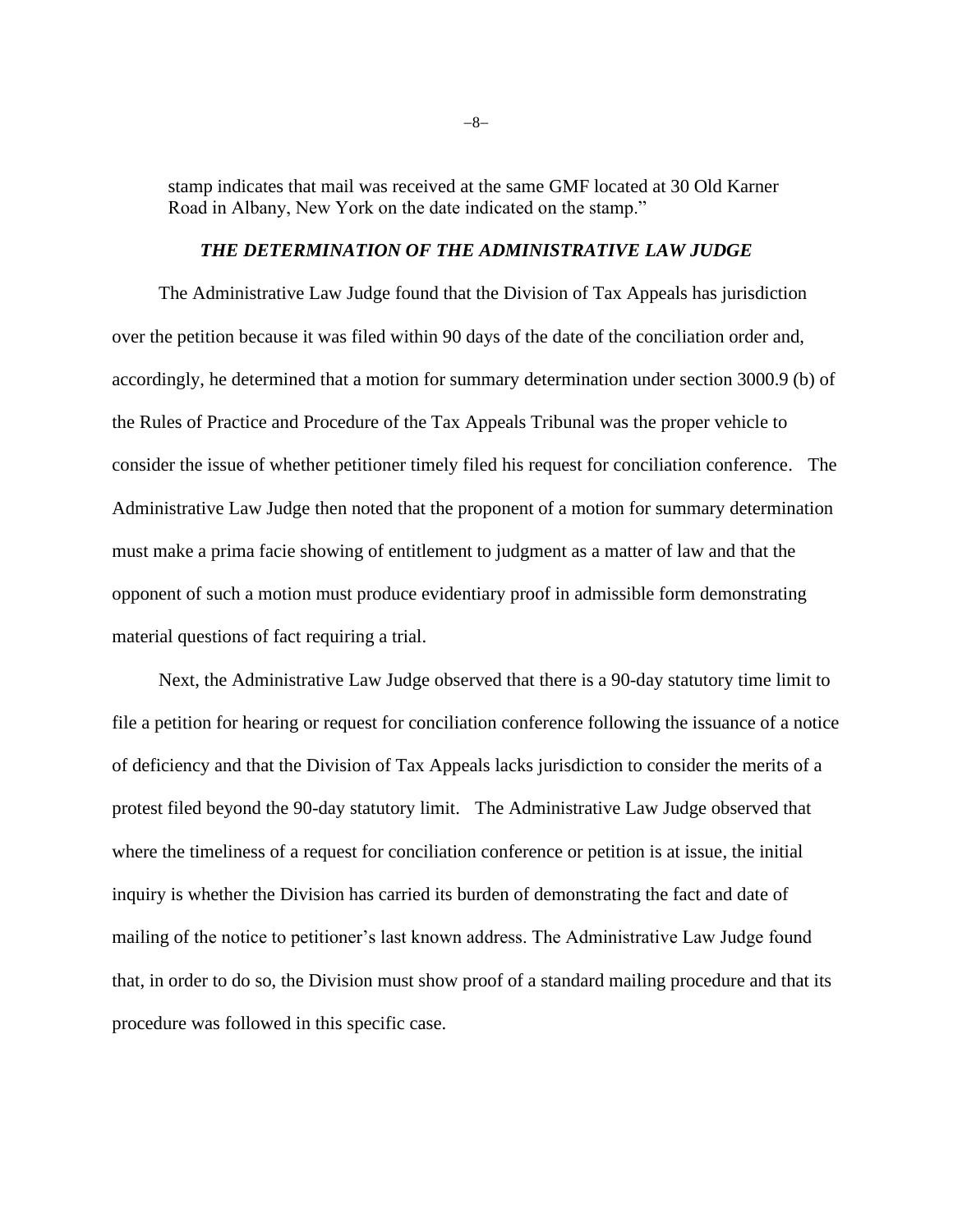> stamp indicates that mail was received at the same GMF located at 30 Old Karner Road in Albany, New York on the date indicated on the stamp."

### ***THE DETERMINATION OF THE ADMINISTRATIVE LAW JUDGE***

The Administrative Law Judge found that the Division of Tax Appeals has jurisdiction over the petition because it was filed within 90 days of the date of the conciliation order and, accordingly, he determined that a motion for summary determination under section 3000.9 (b) of the Rules of Practice and Procedure of the Tax Appeals Tribunal was the proper vehicle to consider the issue of whether petitioner timely filed his request for conciliation conference. The Administrative Law Judge then noted that the proponent of a motion for summary determination must make a prima facie showing of entitlement to judgment as a matter of law and that the opponent of such a motion must produce evidentiary proof in admissible form demonstrating material questions of fact requiring a trial.

Next, the Administrative Law Judge observed that there is a 90-day statutory time limit to file a petition for hearing or request for conciliation conference following the issuance of a notice of deficiency and that the Division of Tax Appeals lacks jurisdiction to consider the merits of a protest filed beyond the 90-day statutory limit. The Administrative Law Judge observed that where the timeliness of a request for conciliation conference or petition is at issue, the initial inquiry is whether the Division has carried its burden of demonstrating the fact and date of mailing of the notice to petitioner's last known address. The Administrative Law Judge found that, in order to do so, the Division must show proof of a standard mailing procedure and that its procedure was followed in this specific case.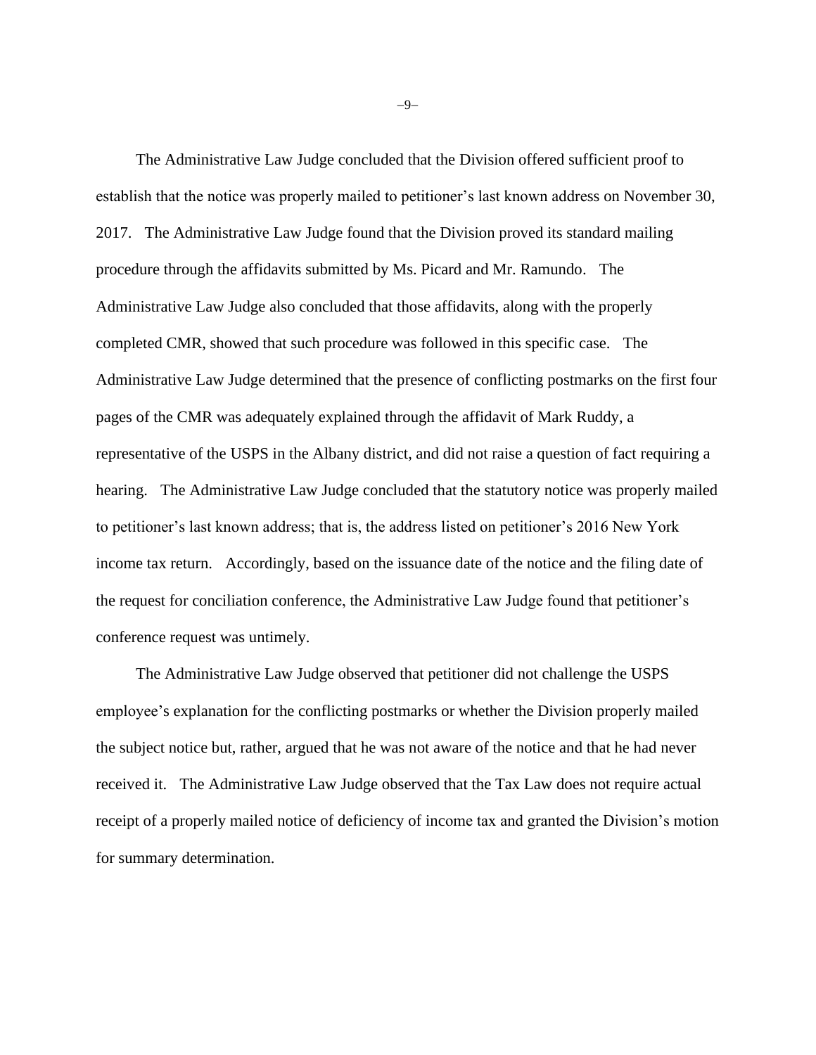The Administrative Law Judge concluded that the Division offered sufficient proof to establish that the notice was properly mailed to petitioner's last known address on November 30, 2017. The Administrative Law Judge found that the Division proved its standard mailing procedure through the affidavits submitted by Ms. Picard and Mr. Ramundo. The Administrative Law Judge also concluded that those affidavits, along with the properly completed CMR, showed that such procedure was followed in this specific case. The Administrative Law Judge determined that the presence of conflicting postmarks on the first four pages of the CMR was adequately explained through the affidavit of Mark Ruddy, a representative of the USPS in the Albany district, and did not raise a question of fact requiring a hearing. The Administrative Law Judge concluded that the statutory notice was properly mailed to petitioner's last known address; that is, the address listed on petitioner's 2016 New York income tax return. Accordingly, based on the issuance date of the notice and the filing date of the request for conciliation conference, the Administrative Law Judge found that petitioner's conference request was untimely.

The Administrative Law Judge observed that petitioner did not challenge the USPS employee's explanation for the conflicting postmarks or whether the Division properly mailed the subject notice but, rather, argued that he was not aware of the notice and that he had never received it. The Administrative Law Judge observed that the Tax Law does not require actual receipt of a properly mailed notice of deficiency of income tax and granted the Division's motion for summary determination.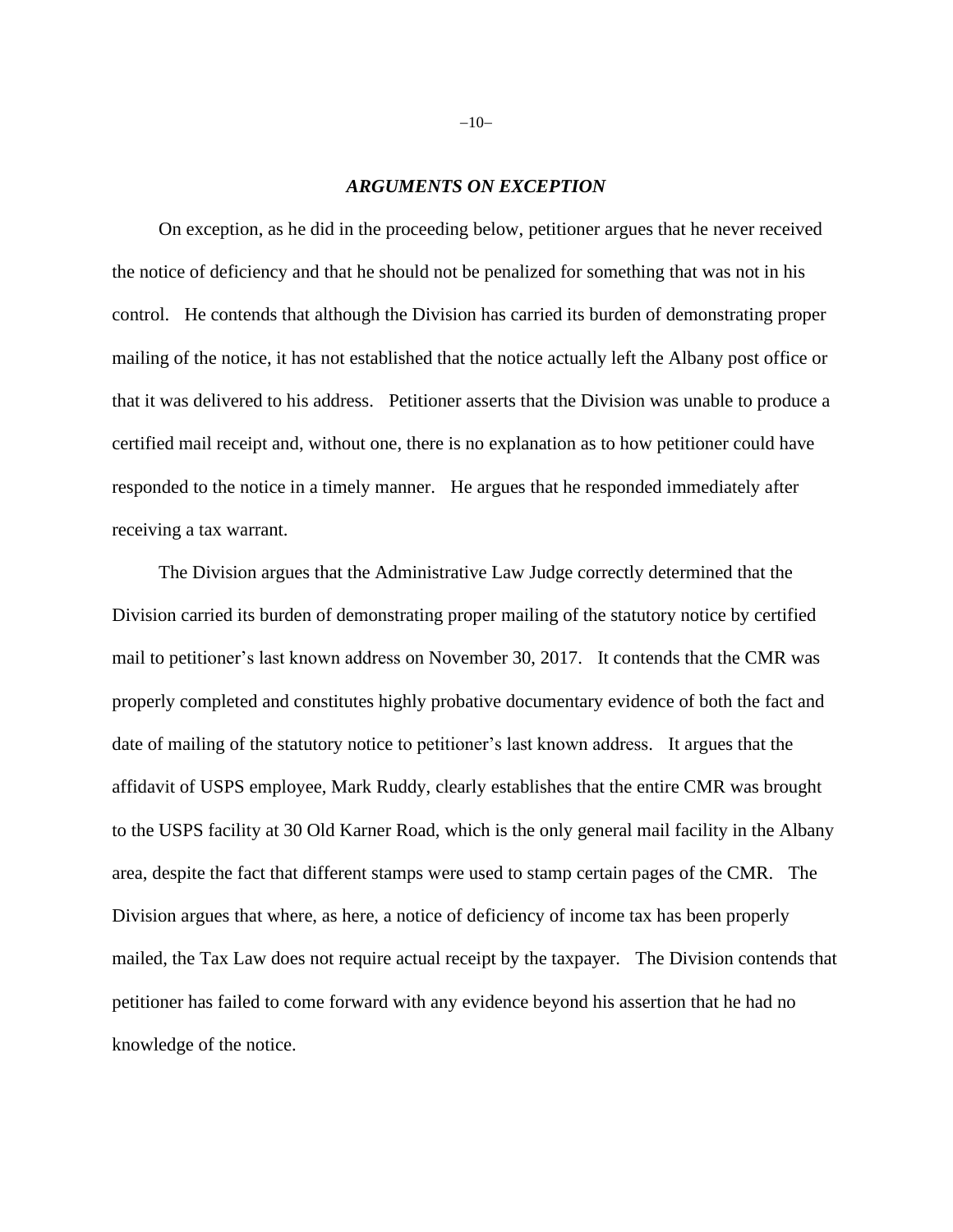### *ARGUMENTS ON EXCEPTION*

On exception, as he did in the proceeding below, petitioner argues that he never received the notice of deficiency and that he should not be penalized for something that was not in his control. He contends that although the Division has carried its burden of demonstrating proper mailing of the notice, it has not established that the notice actually left the Albany post office or that it was delivered to his address. Petitioner asserts that the Division was unable to produce a certified mail receipt and, without one, there is no explanation as to how petitioner could have responded to the notice in a timely manner. He argues that he responded immediately after receiving a tax warrant.

The Division argues that the Administrative Law Judge correctly determined that the Division carried its burden of demonstrating proper mailing of the statutory notice by certified mail to petitioner's last known address on November 30, 2017. It contends that the CMR was properly completed and constitutes highly probative documentary evidence of both the fact and date of mailing of the statutory notice to petitioner's last known address. It argues that the affidavit of USPS employee, Mark Ruddy, clearly establishes that the entire CMR was brought to the USPS facility at 30 Old Karner Road, which is the only general mail facility in the Albany area, despite the fact that different stamps were used to stamp certain pages of the CMR. The Division argues that where, as here, a notice of deficiency of income tax has been properly mailed, the Tax Law does not require actual receipt by the taxpayer. The Division contends that petitioner has failed to come forward with any evidence beyond his assertion that he had no knowledge of the notice.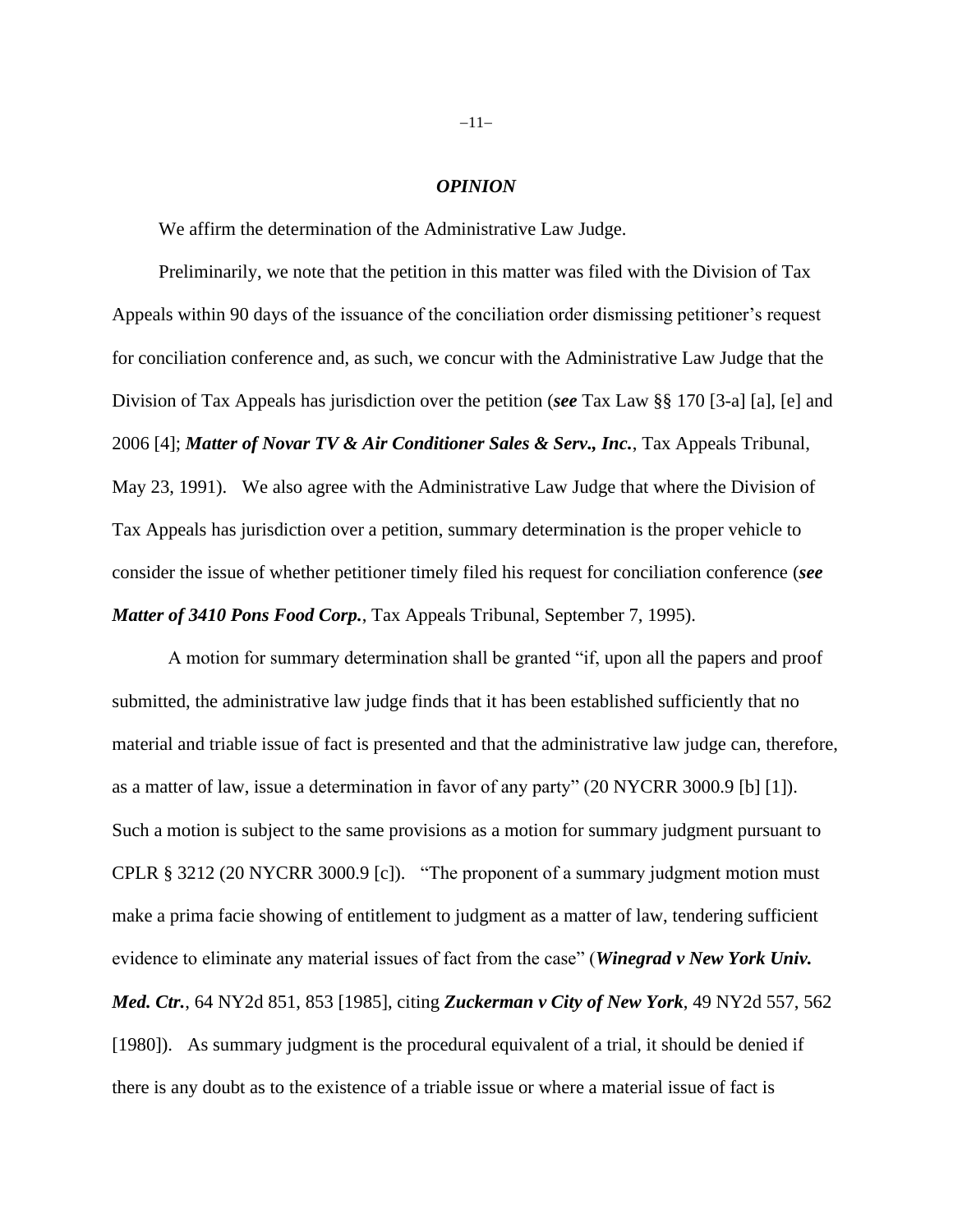### *OPINION*

We affirm the determination of the Administrative Law Judge.

Preliminarily, we note that the petition in this matter was filed with the Division of Tax Appeals within 90 days of the issuance of the conciliation order dismissing petitioner's request for conciliation conference and, as such, we concur with the Administrative Law Judge that the Division of Tax Appeals has jurisdiction over the petition (***see*** Tax Law §§ 170 [3-a] [a], [e] and 2006 [4]; ***Matter of Novar TV & Air Conditioner Sales & Serv., Inc.***, Tax Appeals Tribunal, May 23, 1991). We also agree with the Administrative Law Judge that where the Division of Tax Appeals has jurisdiction over a petition, summary determination is the proper vehicle to consider the issue of whether petitioner timely filed his request for conciliation conference (***see Matter of 3410 Pons Food Corp.***, Tax Appeals Tribunal, September 7, 1995).

A motion for summary determination shall be granted "if, upon all the papers and proof submitted, the administrative law judge finds that it has been established sufficiently that no material and triable issue of fact is presented and that the administrative law judge can, therefore, as a matter of law, issue a determination in favor of any party" (20 NYCRR 3000.9 [b] [1]). Such a motion is subject to the same provisions as a motion for summary judgment pursuant to CPLR § 3212 (20 NYCRR 3000.9 [c]). "The proponent of a summary judgment motion must make a prima facie showing of entitlement to judgment as a matter of law, tendering sufficient evidence to eliminate any material issues of fact from the case" (***Winegrad v New York Univ. Med. Ctr.***, 64 NY2d 851, 853 [1985], citing ***Zuckerman v City of New York***, 49 NY2d 557, 562 [1980]). As summary judgment is the procedural equivalent of a trial, it should be denied if there is any doubt as to the existence of a triable issue or where a material issue of fact is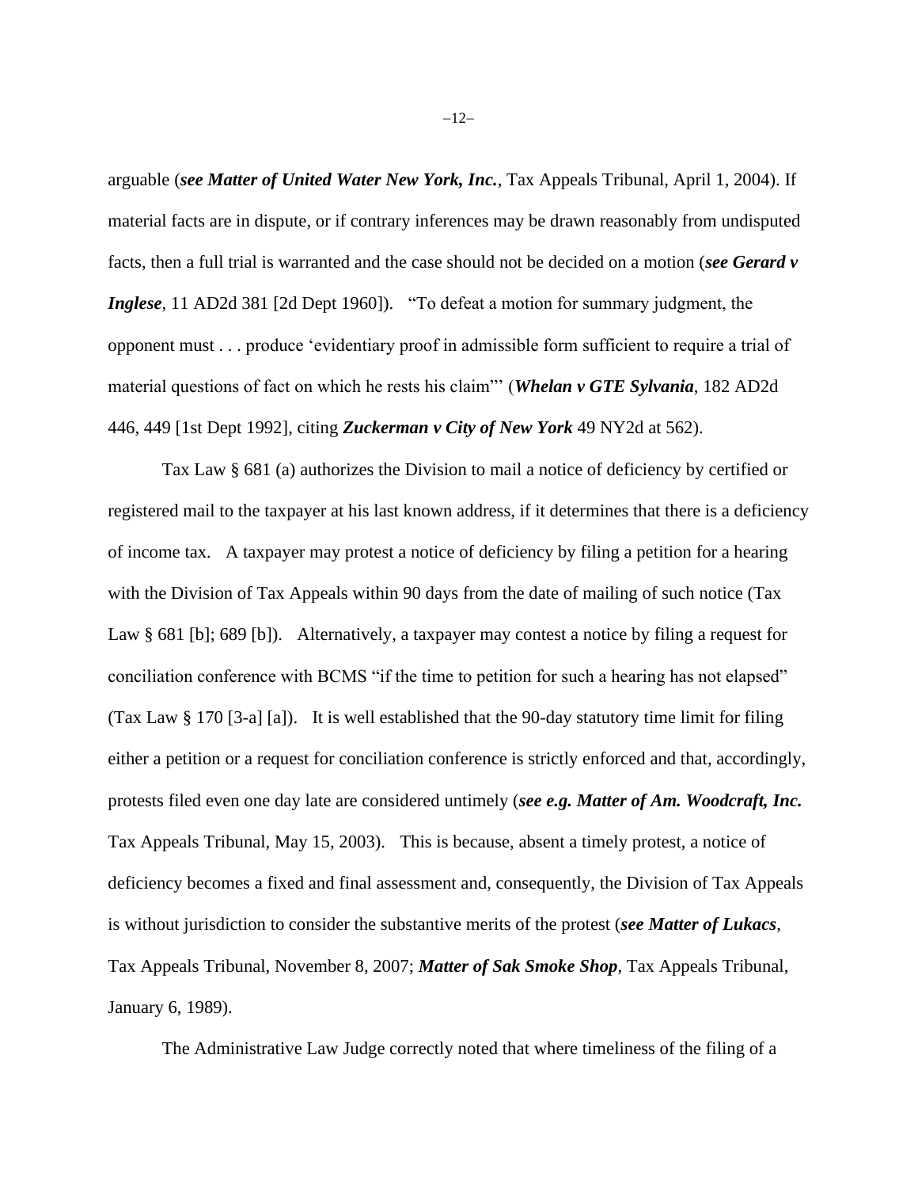arguable (***see Matter of United Water New York, Inc.***, Tax Appeals Tribunal, April 1, 2004). If material facts are in dispute, or if contrary inferences may be drawn reasonably from undisputed facts, then a full trial is warranted and the case should not be decided on a motion (***see Gerard v Inglese***, 11 AD2d 381 [2d Dept 1960]). "To defeat a motion for summary judgment, the opponent must . . . produce 'evidentiary proof in admissible form sufficient to require a trial of material questions of fact on which he rests his claim'" (***Whelan v GTE Sylvania***, 182 AD2d 446, 449 [1st Dept 1992], citing ***Zuckerman v City of New York*** 49 NY2d at 562).

Tax Law § 681 (a) authorizes the Division to mail a notice of deficiency by certified or registered mail to the taxpayer at his last known address, if it determines that there is a deficiency of income tax. A taxpayer may protest a notice of deficiency by filing a petition for a hearing with the Division of Tax Appeals within 90 days from the date of mailing of such notice (Tax Law § 681 [b]; 689 [b]). Alternatively, a taxpayer may contest a notice by filing a request for conciliation conference with BCMS "if the time to petition for such a hearing has not elapsed" (Tax Law § 170 [3-a] [a]). It is well established that the 90-day statutory time limit for filing either a petition or a request for conciliation conference is strictly enforced and that, accordingly, protests filed even one day late are considered untimely (***see e.g. Matter of Am. Woodcraft, Inc.*** Tax Appeals Tribunal, May 15, 2003). This is because, absent a timely protest, a notice of deficiency becomes a fixed and final assessment and, consequently, the Division of Tax Appeals is without jurisdiction to consider the substantive merits of the protest (***see Matter of Lukacs***, Tax Appeals Tribunal, November 8, 2007; ***Matter of Sak Smoke Shop***, Tax Appeals Tribunal, January 6, 1989).

The Administrative Law Judge correctly noted that where timeliness of the filing of a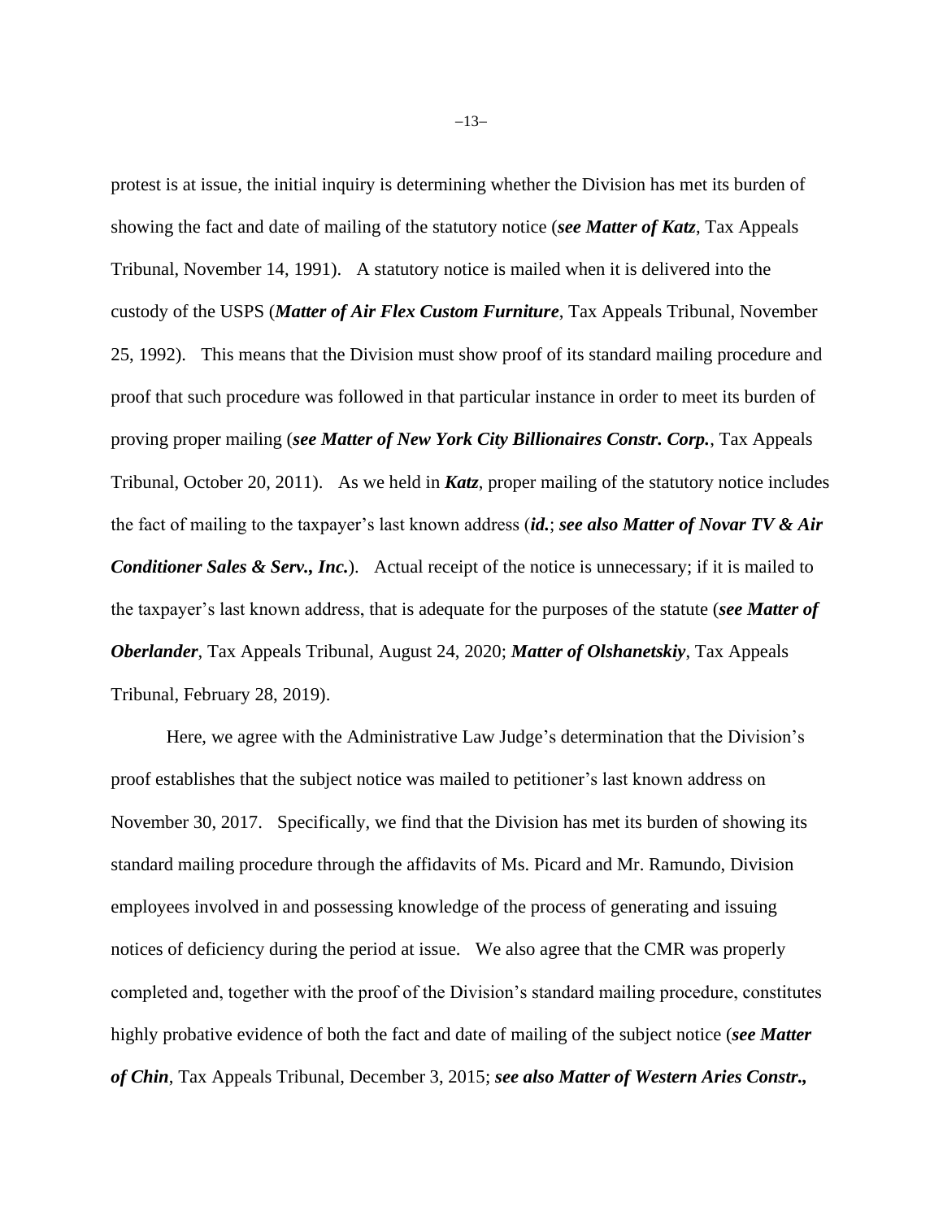protest is at issue, the initial inquiry is determining whether the Division has met its burden of showing the fact and date of mailing of the statutory notice (***see Matter of Katz***, Tax Appeals Tribunal, November 14, 1991). A statutory notice is mailed when it is delivered into the custody of the USPS (***Matter of Air Flex Custom Furniture***, Tax Appeals Tribunal, November 25, 1992). This means that the Division must show proof of its standard mailing procedure and proof that such procedure was followed in that particular instance in order to meet its burden of proving proper mailing (***see Matter of New York City Billionaires Constr. Corp.***, Tax Appeals Tribunal, October 20, 2011). As we held in ***Katz***, proper mailing of the statutory notice includes the fact of mailing to the taxpayer's last known address (***id.***; ***see also Matter of Novar TV & Air Conditioner Sales & Serv., Inc.***). Actual receipt of the notice is unnecessary; if it is mailed to the taxpayer's last known address, that is adequate for the purposes of the statute (***see Matter of Oberlander***, Tax Appeals Tribunal, August 24, 2020; ***Matter of Olshanetskiy***, Tax Appeals Tribunal, February 28, 2019).

Here, we agree with the Administrative Law Judge's determination that the Division's proof establishes that the subject notice was mailed to petitioner's last known address on November 30, 2017. Specifically, we find that the Division has met its burden of showing its standard mailing procedure through the affidavits of Ms. Picard and Mr. Ramundo, Division employees involved in and possessing knowledge of the process of generating and issuing notices of deficiency during the period at issue. We also agree that the CMR was properly completed and, together with the proof of the Division's standard mailing procedure, constitutes highly probative evidence of both the fact and date of mailing of the subject notice (***see Matter of Chin***, Tax Appeals Tribunal, December 3, 2015; ***see also Matter of Western Aries Constr.,***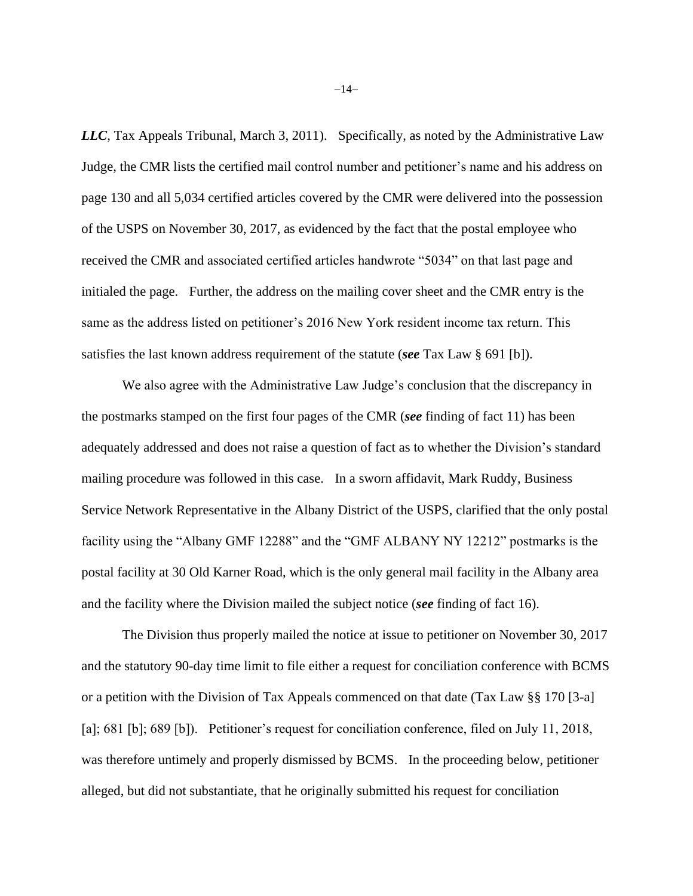***LLC***, Tax Appeals Tribunal, March 3, 2011). Specifically, as noted by the Administrative Law Judge, the CMR lists the certified mail control number and petitioner's name and his address on page 130 and all 5,034 certified articles covered by the CMR were delivered into the possession of the USPS on November 30, 2017, as evidenced by the fact that the postal employee who received the CMR and associated certified articles handwrote "5034" on that last page and initialed the page. Further, the address on the mailing cover sheet and the CMR entry is the same as the address listed on petitioner's 2016 New York resident income tax return. This satisfies the last known address requirement of the statute (***see*** Tax Law § 691 [b]).

We also agree with the Administrative Law Judge's conclusion that the discrepancy in the postmarks stamped on the first four pages of the CMR (***see*** finding of fact 11) has been adequately addressed and does not raise a question of fact as to whether the Division's standard mailing procedure was followed in this case. In a sworn affidavit, Mark Ruddy, Business Service Network Representative in the Albany District of the USPS, clarified that the only postal facility using the "Albany GMF 12288" and the "GMF ALBANY NY 12212" postmarks is the postal facility at 30 Old Karner Road, which is the only general mail facility in the Albany area and the facility where the Division mailed the subject notice (***see*** finding of fact 16).

The Division thus properly mailed the notice at issue to petitioner on November 30, 2017 and the statutory 90-day time limit to file either a request for conciliation conference with BCMS or a petition with the Division of Tax Appeals commenced on that date (Tax Law §§ 170 [3-a] [a]; 681 [b]; 689 [b]). Petitioner's request for conciliation conference, filed on July 11, 2018, was therefore untimely and properly dismissed by BCMS. In the proceeding below, petitioner alleged, but did not substantiate, that he originally submitted his request for conciliation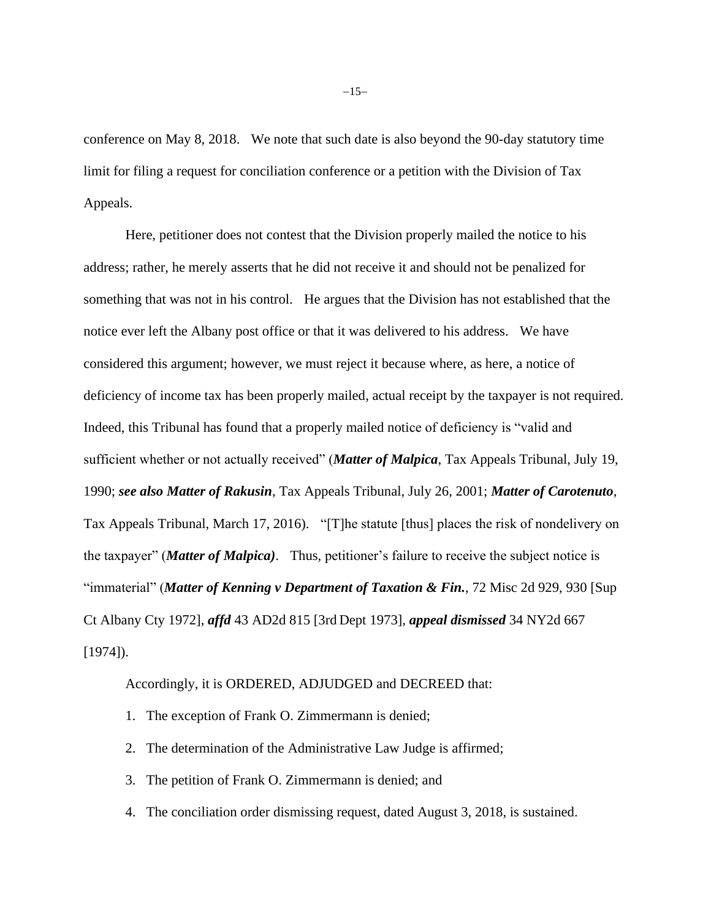conference on May 8, 2018. We note that such date is also beyond the 90-day statutory time limit for filing a request for conciliation conference or a petition with the Division of Tax Appeals.

Here, petitioner does not contest that the Division properly mailed the notice to his address; rather, he merely asserts that he did not receive it and should not be penalized for something that was not in his control. He argues that the Division has not established that the notice ever left the Albany post office or that it was delivered to his address. We have considered this argument; however, we must reject it because where, as here, a notice of deficiency of income tax has been properly mailed, actual receipt by the taxpayer is not required. Indeed, this Tribunal has found that a properly mailed notice of deficiency is "valid and sufficient whether or not actually received" (***Matter of Malpica***, Tax Appeals Tribunal, July 19, 1990; ***see also Matter of Rakusin***, Tax Appeals Tribunal, July 26, 2001; ***Matter of Carotenuto***, Tax Appeals Tribunal, March 17, 2016). "[T]he statute [thus] places the risk of nondelivery on the taxpayer" (***Matter of Malpica)***. Thus, petitioner's failure to receive the subject notice is "immaterial" (***Matter of Kenning v Department of Taxation & Fin.***, 72 Misc 2d 929, 930 [Sup Ct Albany Cty 1972], ***affd*** 43 AD2d 815 [3rd Dept 1973], ***appeal dismissed*** 34 NY2d 667 [1974]).

Accordingly, it is ORDERED, ADJUDGED and DECREED that:

1. The exception of Frank O. Zimmermann is denied;
2. The determination of the Administrative Law Judge is affirmed;
3. The petition of Frank O. Zimmermann is denied; and
4. The conciliation order dismissing request, dated August 3, 2018, is sustained.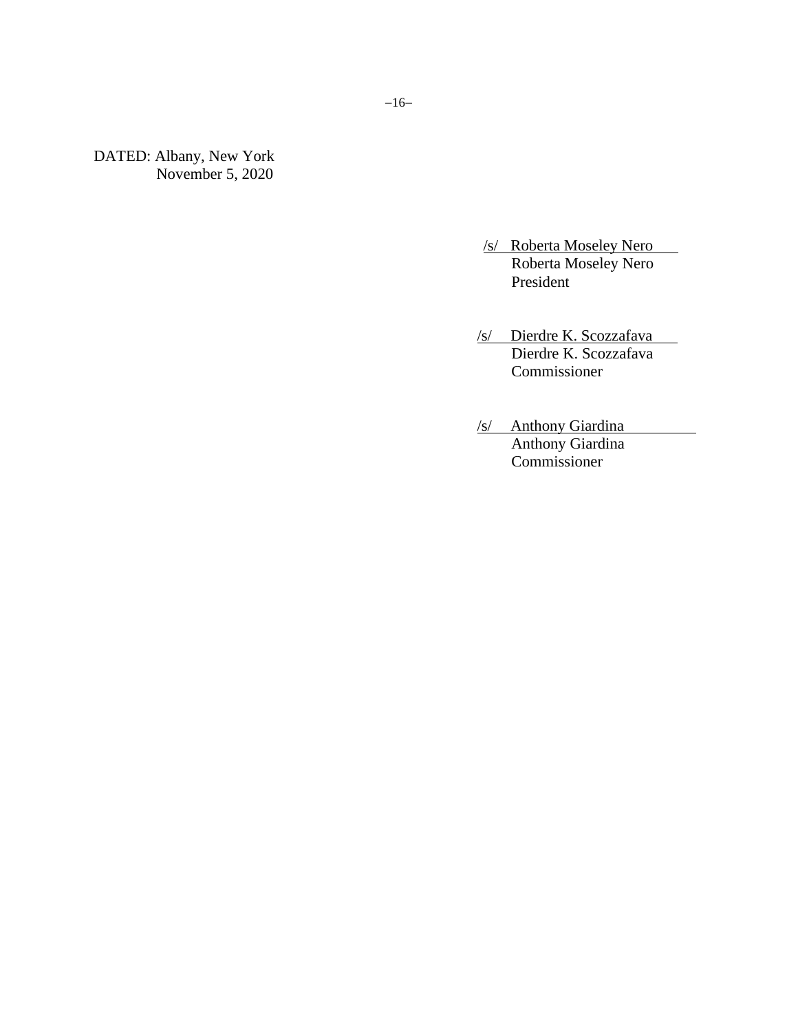DATED: Albany, New York
November 5, 2020

/s/ Roberta Moseley Nero
Roberta Moseley Nero
President

/s/ Dierdre K. Scozzafava
Dierdre K. Scozzafava
Commissioner

/s/ Anthony Giardina
Anthony Giardina
Commissioner